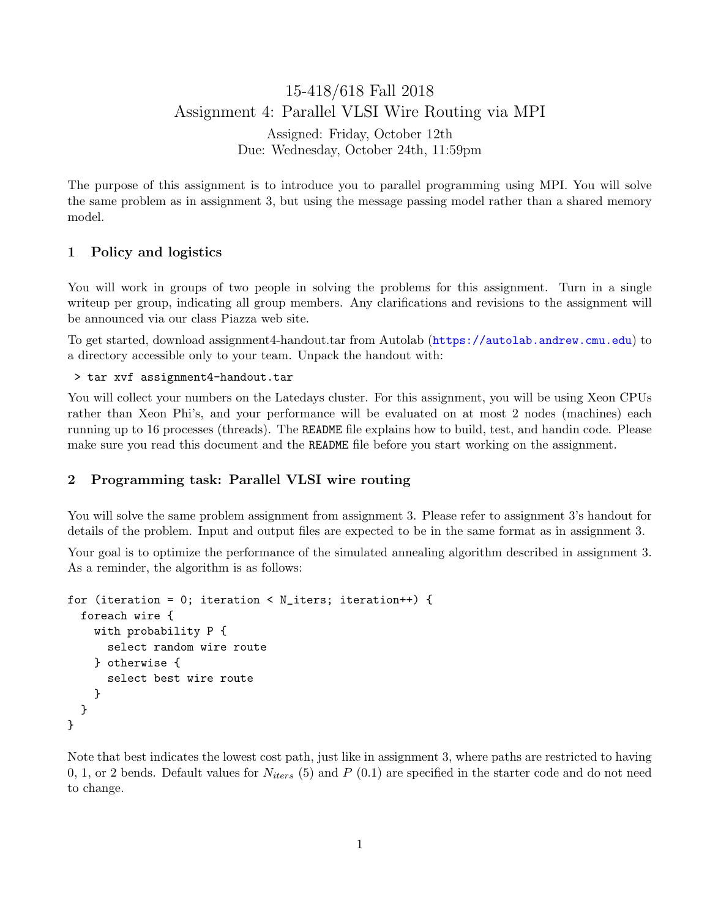# 15-418/618 Fall 2018
# Assignment 4: Parallel VLSI Wire Routing via MPI

Assigned: Friday, October 12th
Due: Wednesday, October 24th, 11:59pm

The purpose of this assignment is to introduce you to parallel programming using MPI. You will solve the same problem as in assignment 3, but using the message passing model rather than a shared memory model.

## 1 Policy and logistics

You will work in groups of two people in solving the problems for this assignment. Turn in a single writeup per group, indicating all group members. Any clarifications and revisions to the assignment will be announced via our class Piazza web site.

To get started, download assignment4-handout.tar from Autolab (https://autolab.andrew.cmu.edu) to a directory accessible only to your team. Unpack the handout with:

```
> tar xvf assignment4-handout.tar
```

You will collect your numbers on the Latedays cluster. For this assignment, you will be using Xeon CPUs rather than Xeon Phi's, and your performance will be evaluated on at most 2 nodes (machines) each running up to 16 processes (threads). The `README` file explains how to build, test, and handin code. Please make sure you read this document and the `README` file before you start working on the assignment.

## 2 Programming task: Parallel VLSI wire routing

You will solve the same problem assignment from assignment 3. Please refer to assignment 3's handout for details of the problem. Input and output files are expected to be in the same format as in assignment 3.

Your goal is to optimize the performance of the simulated annealing algorithm described in assignment 3. As a reminder, the algorithm is as follows:

```
for (iteration = 0; iteration < N_iters; iteration++) {
  foreach wire {
    with probability P {
      select random wire route
    } otherwise {
      select best wire route
    }
  }
}
```

Note that best indicates the lowest cost path, just like in assignment 3, where paths are restricted to having 0, 1, or 2 bends. Default values for $N_{iters}$ (5) and $P$ (0.1) are specified in the starter code and do not need to change.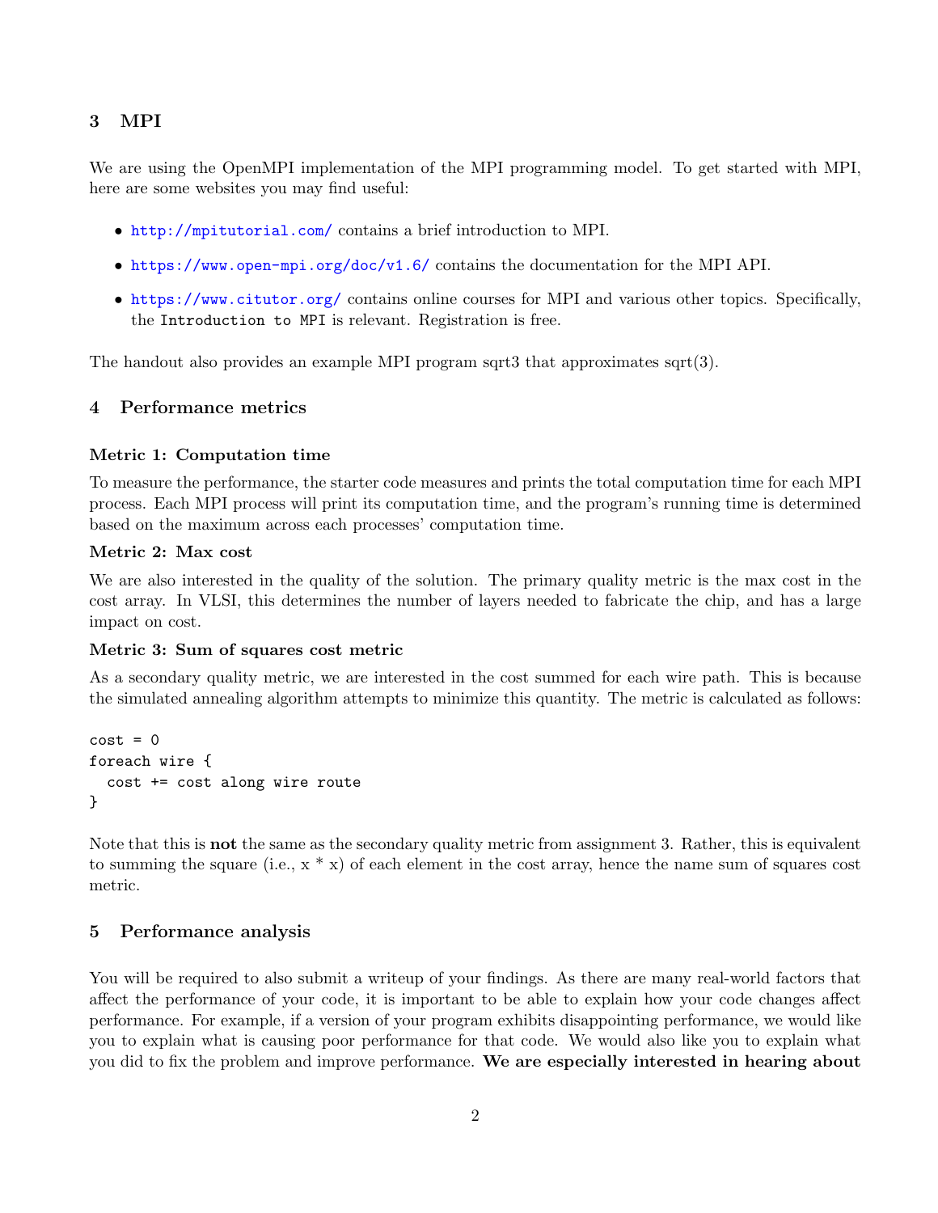## 3 MPI

We are using the OpenMPI implementation of the MPI programming model. To get started with MPI, here are some websites you may find useful:

- http://mpitutorial.com/ contains a brief introduction to MPI.
- https://www.open-mpi.org/doc/v1.6/ contains the documentation for the MPI API.
- https://www.citutor.org/ contains online courses for MPI and various other topics. Specifically, the `Introduction to MPI` is relevant. Registration is free.

The handout also provides an example MPI program sqrt3 that approximates sqrt(3).

## 4 Performance metrics

**Metric 1: Computation time**

To measure the performance, the starter code measures and prints the total computation time for each MPI process. Each MPI process will print its computation time, and the program's running time is determined based on the maximum across each processes' computation time.

**Metric 2: Max cost**

We are also interested in the quality of the solution. The primary quality metric is the max cost in the cost array. In VLSI, this determines the number of layers needed to fabricate the chip, and has a large impact on cost.

**Metric 3: Sum of squares cost metric**

As a secondary quality metric, we are interested in the cost summed for each wire path. This is because the simulated annealing algorithm attempts to minimize this quantity. The metric is calculated as follows:

```
cost = 0
foreach wire {
  cost += cost along wire route
}
```

Note that this is **not** the same as the secondary quality metric from assignment 3. Rather, this is equivalent to summing the square (i.e., x * x) of each element in the cost array, hence the name sum of squares cost metric.

## 5 Performance analysis

You will be required to also submit a writeup of your findings. As there are many real-world factors that affect the performance of your code, it is important to be able to explain how your code changes affect performance. For example, if a version of your program exhibits disappointing performance, we would like you to explain what is causing poor performance for that code. We would also like you to explain what you did to fix the problem and improve performance. **We are especially interested in hearing about**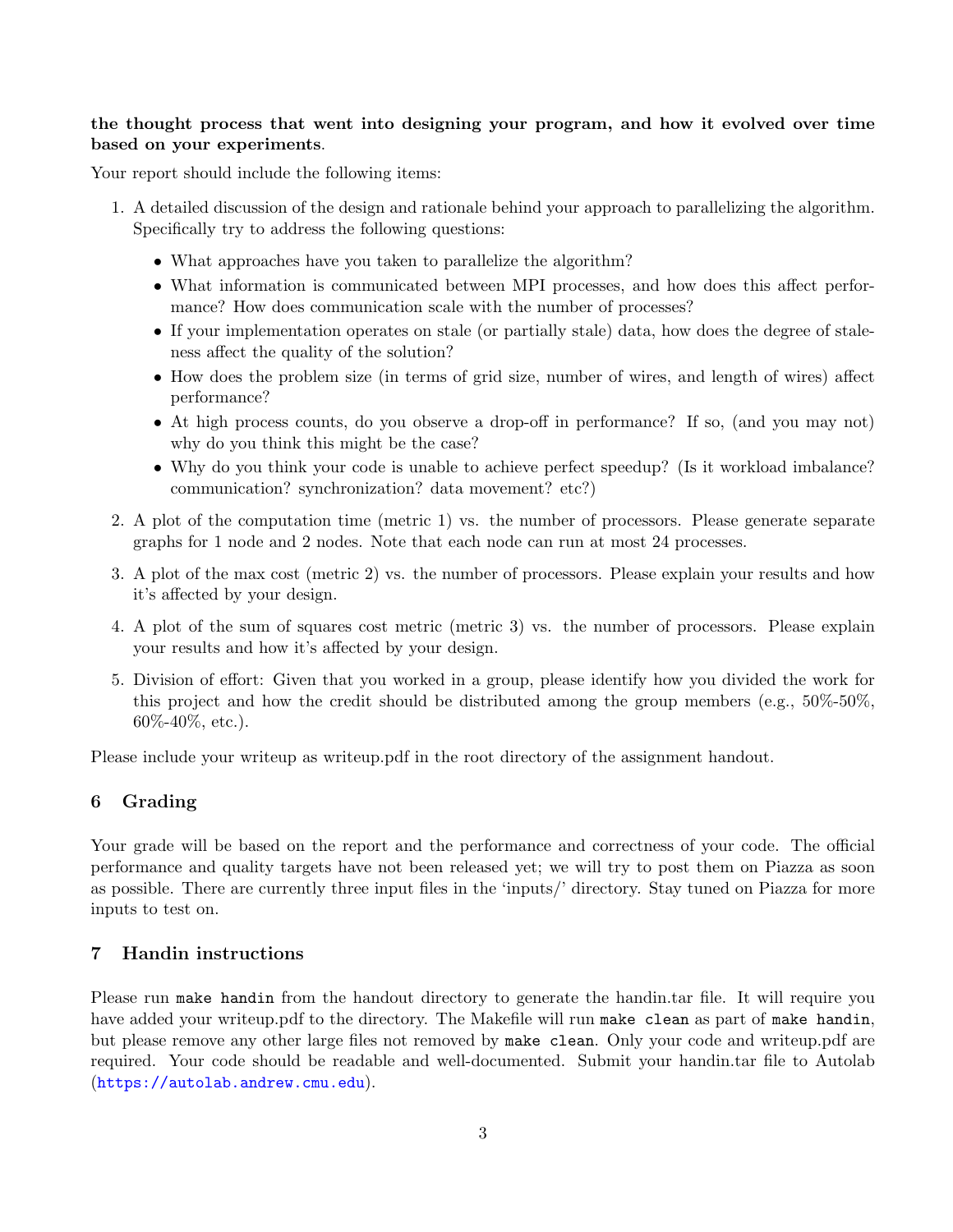**the thought process that went into designing your program, and how it evolved over time based on your experiments**.

Your report should include the following items:

1. A detailed discussion of the design and rationale behind your approach to parallelizing the algorithm. Specifically try to address the following questions:
   - What approaches have you taken to parallelize the algorithm?
   - What information is communicated between MPI processes, and how does this affect performance? How does communication scale with the number of processes?
   - If your implementation operates on stale (or partially stale) data, how does the degree of staleness affect the quality of the solution?
   - How does the problem size (in terms of grid size, number of wires, and length of wires) affect performance?
   - At high process counts, do you observe a drop-off in performance? If so, (and you may not) why do you think this might be the case?
   - Why do you think your code is unable to achieve perfect speedup? (Is it workload imbalance? communication? synchronization? data movement? etc?)
2. A plot of the computation time (metric 1) vs. the number of processors. Please generate separate graphs for 1 node and 2 nodes. Note that each node can run at most 24 processes.
3. A plot of the max cost (metric 2) vs. the number of processors. Please explain your results and how it's affected by your design.
4. A plot of the sum of squares cost metric (metric 3) vs. the number of processors. Please explain your results and how it's affected by your design.
5. Division of effort: Given that you worked in a group, please identify how you divided the work for this project and how the credit should be distributed among the group members (e.g., 50%-50%, 60%-40%, etc.).

Please include your writeup as writeup.pdf in the root directory of the assignment handout.

## 6 Grading

Your grade will be based on the report and the performance and correctness of your code. The official performance and quality targets have not been released yet; we will try to post them on Piazza as soon as possible. There are currently three input files in the 'inputs/' directory. Stay tuned on Piazza for more inputs to test on.

## 7 Handin instructions

Please run `make handin` from the handout directory to generate the handin.tar file. It will require you have added your writeup.pdf to the directory. The Makefile will run `make clean` as part of `make handin`, but please remove any other large files not removed by `make clean`. Only your code and writeup.pdf are required. Your code should be readable and well-documented. Submit your handin.tar file to Autolab (https://autolab.andrew.cmu.edu).